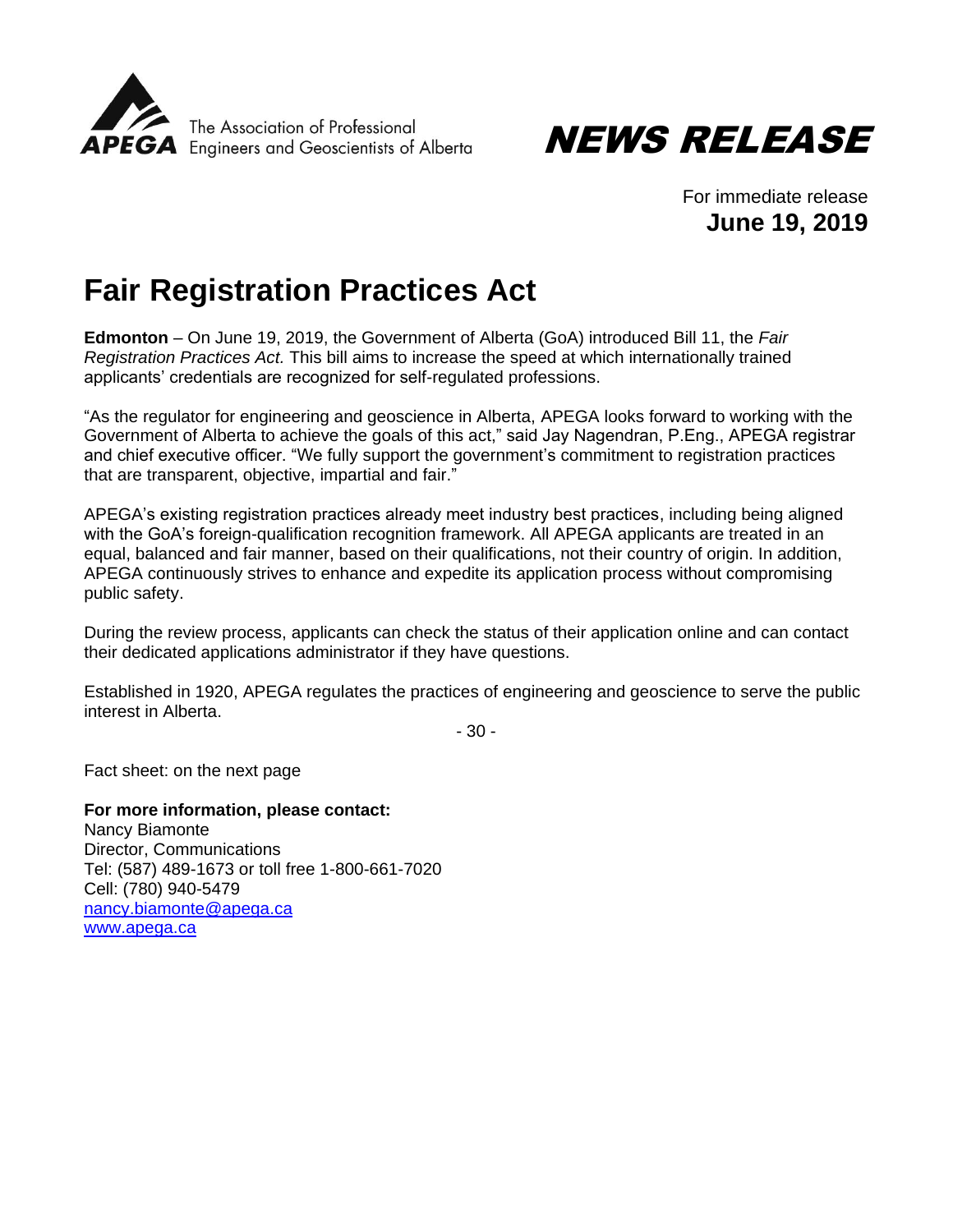The Association of Professional Engineers and Geoscientists of Alberta

**APEGA**

# NEWS RELEASE

For immediate release
**June 19, 2019**

# Fair Registration Practices Act

**Edmonton** – On June 19, 2019, the Government of Alberta (GoA) introduced Bill 11, the *Fair Registration Practices Act.* This bill aims to increase the speed at which internationally trained applicants' credentials are recognized for self-regulated professions.

"As the regulator for engineering and geoscience in Alberta, APEGA looks forward to working with the Government of Alberta to achieve the goals of this act," said Jay Nagendran, P.Eng., APEGA registrar and chief executive officer. "We fully support the government's commitment to registration practices that are transparent, objective, impartial and fair."

APEGA's existing registration practices already meet industry best practices, including being aligned with the GoA's foreign-qualification recognition framework. All APEGA applicants are treated in an equal, balanced and fair manner, based on their qualifications, not their country of origin. In addition, APEGA continuously strives to enhance and expedite its application process without compromising public safety.

During the review process, applicants can check the status of their application online and can contact their dedicated applications administrator if they have questions.

Established in 1920, APEGA regulates the practices of engineering and geoscience to serve the public interest in Alberta.

- 30 -

Fact sheet: on the next page

**For more information, please contact:**
Nancy Biamonte
Director, Communications
Tel: (587) 489-1673 or toll free 1-800-661-7020
Cell: (780) 940-5479
nancy.biamonte@apega.ca
www.apega.ca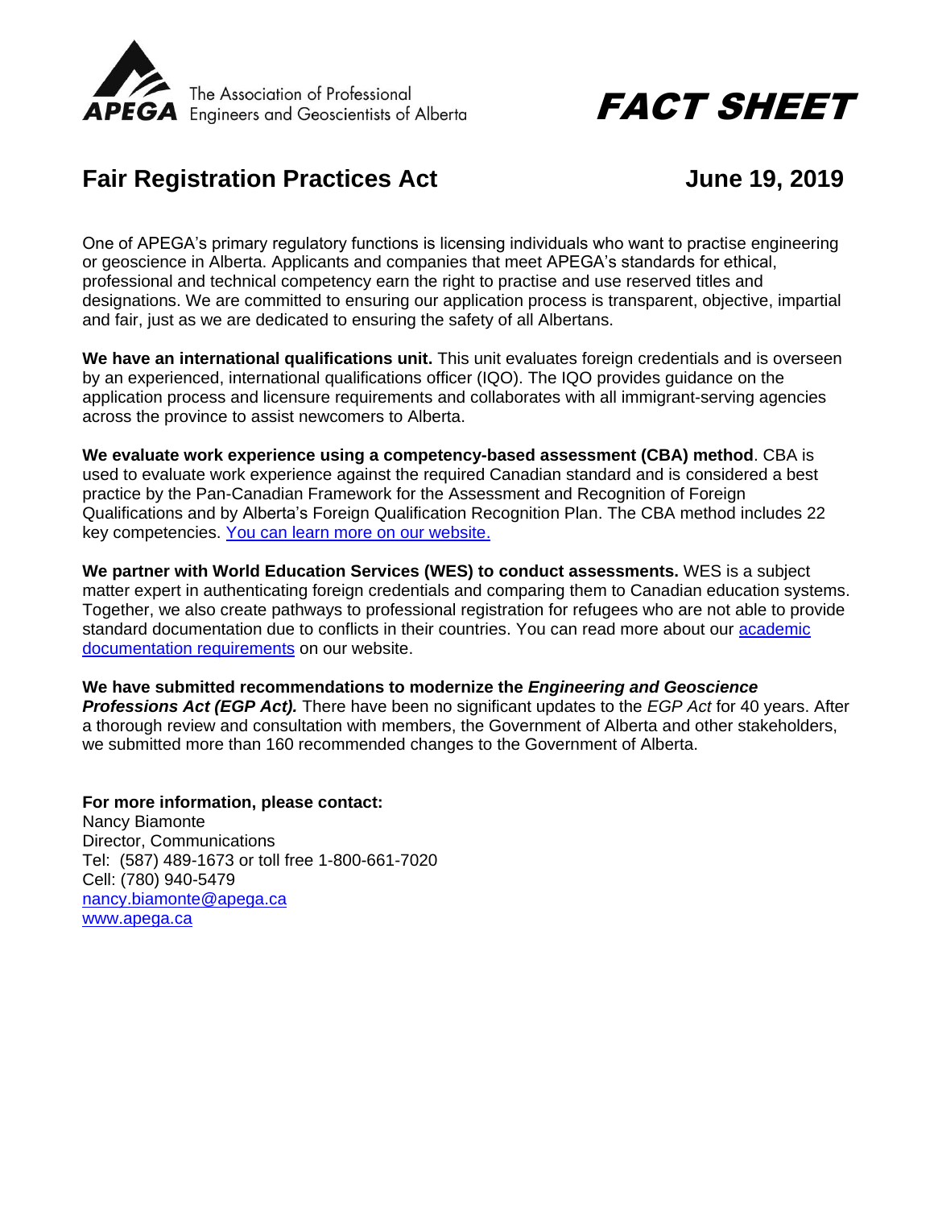APEGA The Association of Professional Engineers and Geoscientists of Alberta

# FACT SHEET

## Fair Registration Practices Act

**June 19, 2019**

One of APEGA's primary regulatory functions is licensing individuals who want to practise engineering or geoscience in Alberta. Applicants and companies that meet APEGA's standards for ethical, professional and technical competency earn the right to practise and use reserved titles and designations. We are committed to ensuring our application process is transparent, objective, impartial and fair, just as we are dedicated to ensuring the safety of all Albertans.

**We have an international qualifications unit.** This unit evaluates foreign credentials and is overseen by an experienced, international qualifications officer (IQO). The IQO provides guidance on the application process and licensure requirements and collaborates with all immigrant-serving agencies across the province to assist newcomers to Alberta.

**We evaluate work experience using a competency-based assessment (CBA) method**. CBA is used to evaluate work experience against the required Canadian standard and is considered a best practice by the Pan-Canadian Framework for the Assessment and Recognition of Foreign Qualifications and by Alberta's Foreign Qualification Recognition Plan. The CBA method includes 22 key competencies. You can learn more on our website.

**We partner with World Education Services (WES) to conduct assessments.** WES is a subject matter expert in authenticating foreign credentials and comparing them to Canadian education systems. Together, we also create pathways to professional registration for refugees who are not able to provide standard documentation due to conflicts in their countries. You can read more about our academic documentation requirements on our website.

**We have submitted recommendations to modernize the *Engineering and Geoscience Professions Act (EGP Act).*** There have been no significant updates to the *EGP Act* for 40 years. After a thorough review and consultation with members, the Government of Alberta and other stakeholders, we submitted more than 160 recommended changes to the Government of Alberta.

**For more information, please contact:**
Nancy Biamonte
Director, Communications
Tel: (587) 489-1673 or toll free 1-800-661-7020
Cell: (780) 940-5479
nancy.biamonte@apega.ca
www.apega.ca